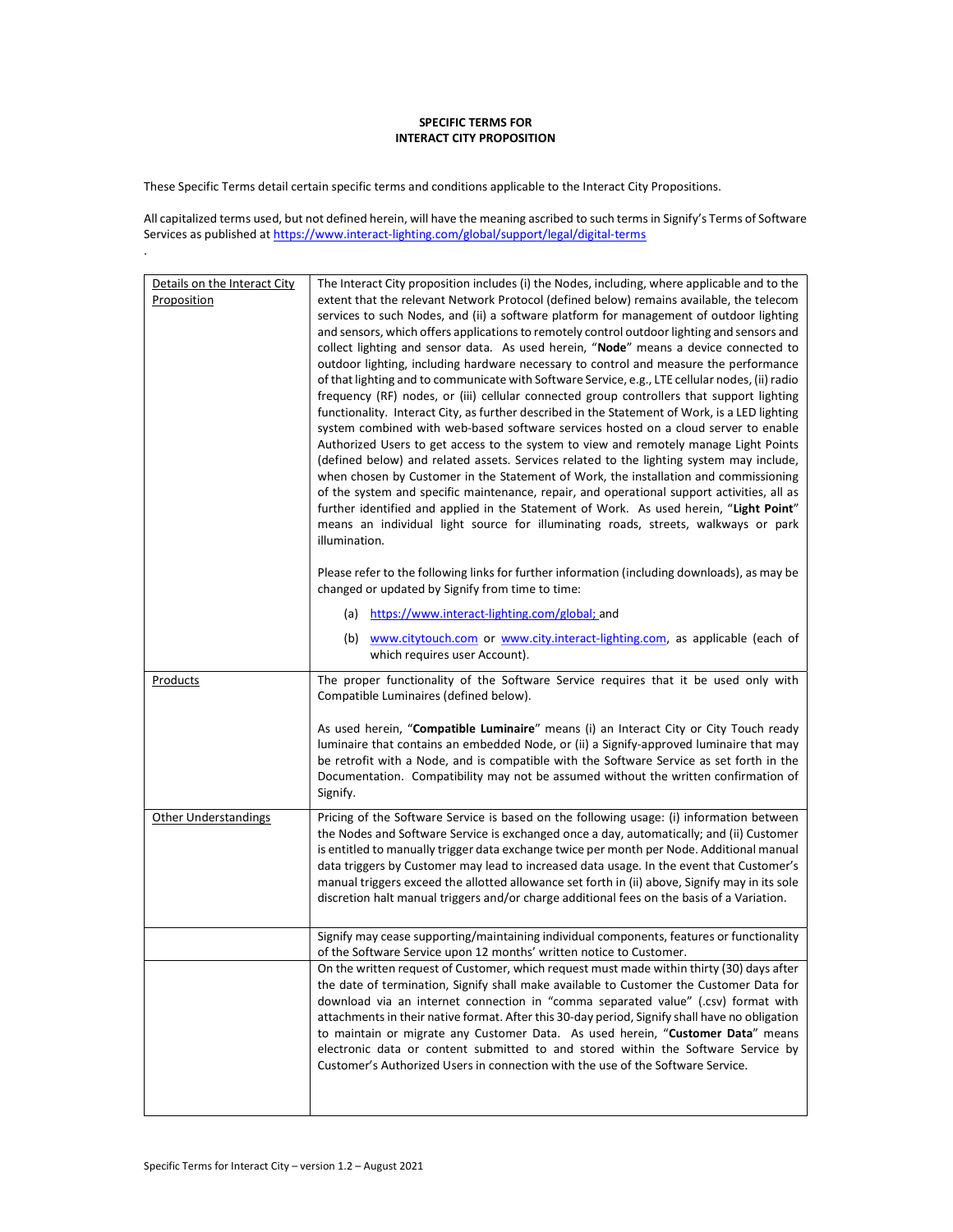**SPECIFIC TERMS FOR**
**INTERACT CITY PROPOSITION**

These Specific Terms detail certain specific terms and conditions applicable to the Interact City Propositions.

All capitalized terms used, but not defined herein, will have the meaning ascribed to such terms in Signify's Terms of Software Services as published at https://www.interact-lighting.com/global/support/legal/digital-terms

.

| | |
|---|---|
| Details on the Interact City Proposition | The Interact City proposition includes (i) the Nodes, including, where applicable and to the extent that the relevant Network Protocol (defined below) remains available, the telecom services to such Nodes, and (ii) a software platform for management of outdoor lighting and sensors, which offers applications to remotely control outdoor lighting and sensors and collect lighting and sensor data. As used herein, "**Node**" means a device connected to outdoor lighting, including hardware necessary to control and measure the performance of that lighting and to communicate with Software Service, e.g., LTE cellular nodes, (ii) radio frequency (RF) nodes, or (iii) cellular connected group controllers that support lighting functionality. Interact City, as further described in the Statement of Work, is a LED lighting system combined with web-based software services hosted on a cloud server to enable Authorized Users to get access to the system to view and remotely manage Light Points (defined below) and related assets. Services related to the lighting system may include, when chosen by Customer in the Statement of Work, the installation and commissioning of the system and specific maintenance, repair, and operational support activities, all as further identified and applied in the Statement of Work. As used herein, "**Light Point**" means an individual light source for illuminating roads, streets, walkways or park illumination.<br><br>Please refer to the following links for further information (including downloads), as may be changed or updated by Signify from time to time:<br><br>(a) https://www.interact-lighting.com/global; and<br><br>(b) www.citytouch.com or www.city.interact-lighting.com, as applicable (each of which requires user Account). |
| Products | The proper functionality of the Software Service requires that it be used only with Compatible Luminaires (defined below).<br><br>As used herein, "**Compatible Luminaire**" means (i) an Interact City or City Touch ready luminaire that contains an embedded Node, or (ii) a Signify-approved luminaire that may be retrofit with a Node, and is compatible with the Software Service as set forth in the Documentation. Compatibility may not be assumed without the written confirmation of Signify. |
| Other Understandings | Pricing of the Software Service is based on the following usage: (i) information between the Nodes and Software Service is exchanged once a day, automatically; and (ii) Customer is entitled to manually trigger data exchange twice per month per Node. Additional manual data triggers by Customer may lead to increased data usage. In the event that Customer's manual triggers exceed the allotted allowance set forth in (ii) above, Signify may in its sole discretion halt manual triggers and/or charge additional fees on the basis of a Variation. |
| | Signify may cease supporting/maintaining individual components, features or functionality of the Software Service upon 12 months' written notice to Customer. |
| | On the written request of Customer, which request must made within thirty (30) days after the date of termination, Signify shall make available to Customer the Customer Data for download via an internet connection in "comma separated value" (.csv) format with attachments in their native format. After this 30-day period, Signify shall have no obligation to maintain or migrate any Customer Data. As used herein, "**Customer Data**" means electronic data or content submitted to and stored within the Software Service by Customer's Authorized Users in connection with the use of the Software Service. |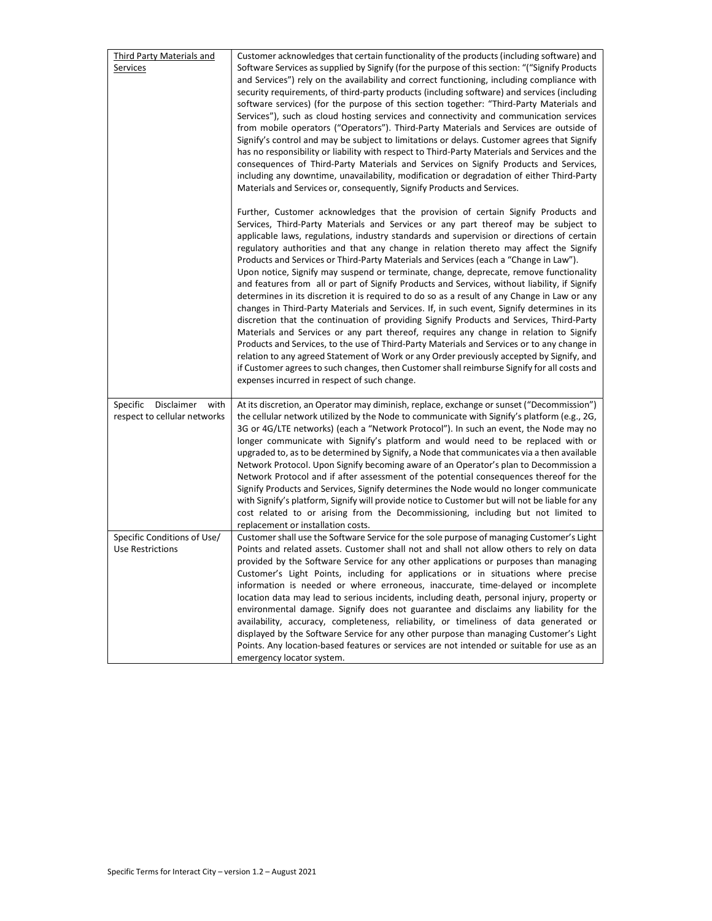| | |
|---|---|
| Third Party Materials and Services | Customer acknowledges that certain functionality of the products (including software) and Software Services as supplied by Signify (for the purpose of this section: "("Signify Products and Services") rely on the availability and correct functioning, including compliance with security requirements, of third-party products (including software) and services (including software services) (for the purpose of this section together: "Third-Party Materials and Services"), such as cloud hosting services and connectivity and communication services from mobile operators ("Operators"). Third-Party Materials and Services are outside of Signify's control and may be subject to limitations or delays. Customer agrees that Signify has no responsibility or liability with respect to Third-Party Materials and Services and the consequences of Third-Party Materials and Services on Signify Products and Services, including any downtime, unavailability, modification or degradation of either Third-Party Materials and Services or, consequently, Signify Products and Services.<br><br>Further, Customer acknowledges that the provision of certain Signify Products and Services, Third-Party Materials and Services or any part thereof may be subject to applicable laws, regulations, industry standards and supervision or directions of certain regulatory authorities and that any change in relation thereto may affect the Signify Products and Services or Third-Party Materials and Services (each a "Change in Law"). Upon notice, Signify may suspend or terminate, change, deprecate, remove functionality and features from all or part of Signify Products and Services, without liability, if Signify determines in its discretion it is required to do so as a result of any Change in Law or any changes in Third-Party Materials and Services. If, in such event, Signify determines in its discretion that the continuation of providing Signify Products and Services, Third-Party Materials and Services or any part thereof, requires any change in relation to Signify Products and Services, to the use of Third-Party Materials and Services or to any change in relation to any agreed Statement of Work or any Order previously accepted by Signify, and if Customer agrees to such changes, then Customer shall reimburse Signify for all costs and expenses incurred in respect of such change. |
| Specific Disclaimer with respect to cellular networks | At its discretion, an Operator may diminish, replace, exchange or sunset ("Decommission") the cellular network utilized by the Node to communicate with Signify's platform (e.g., 2G, 3G or 4G/LTE networks) (each a "Network Protocol"). In such an event, the Node may no longer communicate with Signify's platform and would need to be replaced with or upgraded to, as to be determined by Signify, a Node that communicates via a then available Network Protocol. Upon Signify becoming aware of an Operator's plan to Decommission a Network Protocol and if after assessment of the potential consequences thereof for the Signify Products and Services, Signify determines the Node would no longer communicate with Signify's platform, Signify will provide notice to Customer but will not be liable for any cost related to or arising from the Decommissioning, including but not limited to replacement or installation costs. |
| Specific Conditions of Use/ Use Restrictions | Customer shall use the Software Service for the sole purpose of managing Customer's Light Points and related assets. Customer shall not and shall not allow others to rely on data provided by the Software Service for any other applications or purposes than managing Customer's Light Points, including for applications or in situations where precise information is needed or where erroneous, inaccurate, time-delayed or incomplete location data may lead to serious incidents, including death, personal injury, property or environmental damage. Signify does not guarantee and disclaims any liability for the availability, accuracy, completeness, reliability, or timeliness of data generated or displayed by the Software Service for any other purpose than managing Customer's Light Points. Any location-based features or services are not intended or suitable for use as an emergency locator system. |